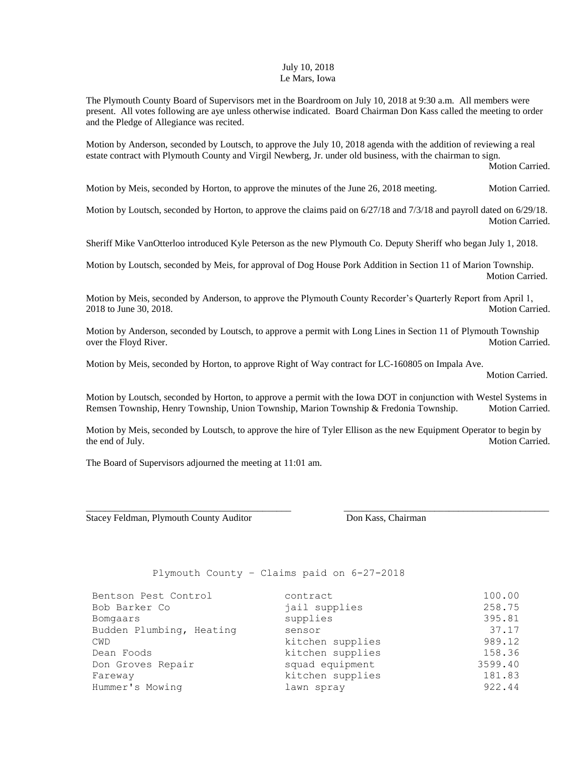July 10, 2018
Le Mars, Iowa

The Plymouth County Board of Supervisors met in the Boardroom on July 10, 2018 at 9:30 a.m. All members were present. All votes following are aye unless otherwise indicated. Board Chairman Don Kass called the meeting to order and the Pledge of Allegiance was recited.

Motion by Anderson, seconded by Loutsch, to approve the July 10, 2018 agenda with the addition of reviewing a real estate contract with Plymouth County and Virgil Newberg, Jr. under old business, with the chairman to sign. Motion Carried.

Motion by Meis, seconded by Horton, to approve the minutes of the June 26, 2018 meeting. Motion Carried.

Motion by Loutsch, seconded by Horton, to approve the claims paid on 6/27/18 and 7/3/18 and payroll dated on 6/29/18. Motion Carried.

Sheriff Mike VanOtterloo introduced Kyle Peterson as the new Plymouth Co. Deputy Sheriff who began July 1, 2018.

Motion by Loutsch, seconded by Meis, for approval of Dog House Pork Addition in Section 11 of Marion Township. Motion Carried.

Motion by Meis, seconded by Anderson, to approve the Plymouth County Recorder's Quarterly Report from April 1, 2018 to June 30, 2018. Motion Carried.

Motion by Anderson, seconded by Loutsch, to approve a permit with Long Lines in Section 11 of Plymouth Township over the Floyd River. Motion Carried.

Motion by Meis, seconded by Horton, to approve Right of Way contract for LC-160805 on Impala Ave. Motion Carried.

Motion by Loutsch, seconded by Horton, to approve a permit with the Iowa DOT in conjunction with Westel Systems in Remsen Township, Henry Township, Union Township, Marion Township & Fredonia Township. Motion Carried.

Motion by Meis, seconded by Loutsch, to approve the hire of Tyler Ellison as the new Equipment Operator to begin by the end of July. Motion Carried.

The Board of Supervisors adjourned the meeting at 11:01 am.

\_\_\_\_\_\_\_\_\_\_\_\_\_\_\_\_\_\_\_\_\_\_\_\_\_\_\_\_\_\_\_\_\_\_\_\_\_\_\_\_
Stacey Feldman, Plymouth County Auditor

\_\_\_\_\_\_\_\_\_\_\_\_\_\_\_\_\_\_\_\_\_\_\_\_\_\_\_\_\_\_\_\_\_\_\_\_\_\_\_\_
Don Kass, Chairman

Plymouth County - Claims paid on 6-27-2018

| | | |
|---|---|---|
| Bentson Pest Control | contract | 100.00 |
| Bob Barker Co | jail supplies | 258.75 |
| Bomgaars | supplies | 395.81 |
| Budden Plumbing, Heating | sensor | 37.17 |
| CWD | kitchen supplies | 989.12 |
| Dean Foods | kitchen supplies | 158.36 |
| Don Groves Repair | squad equipment | 3599.40 |
| Fareway | kitchen supplies | 181.83 |
| Hummer's Mowing | lawn spray | 922.44 |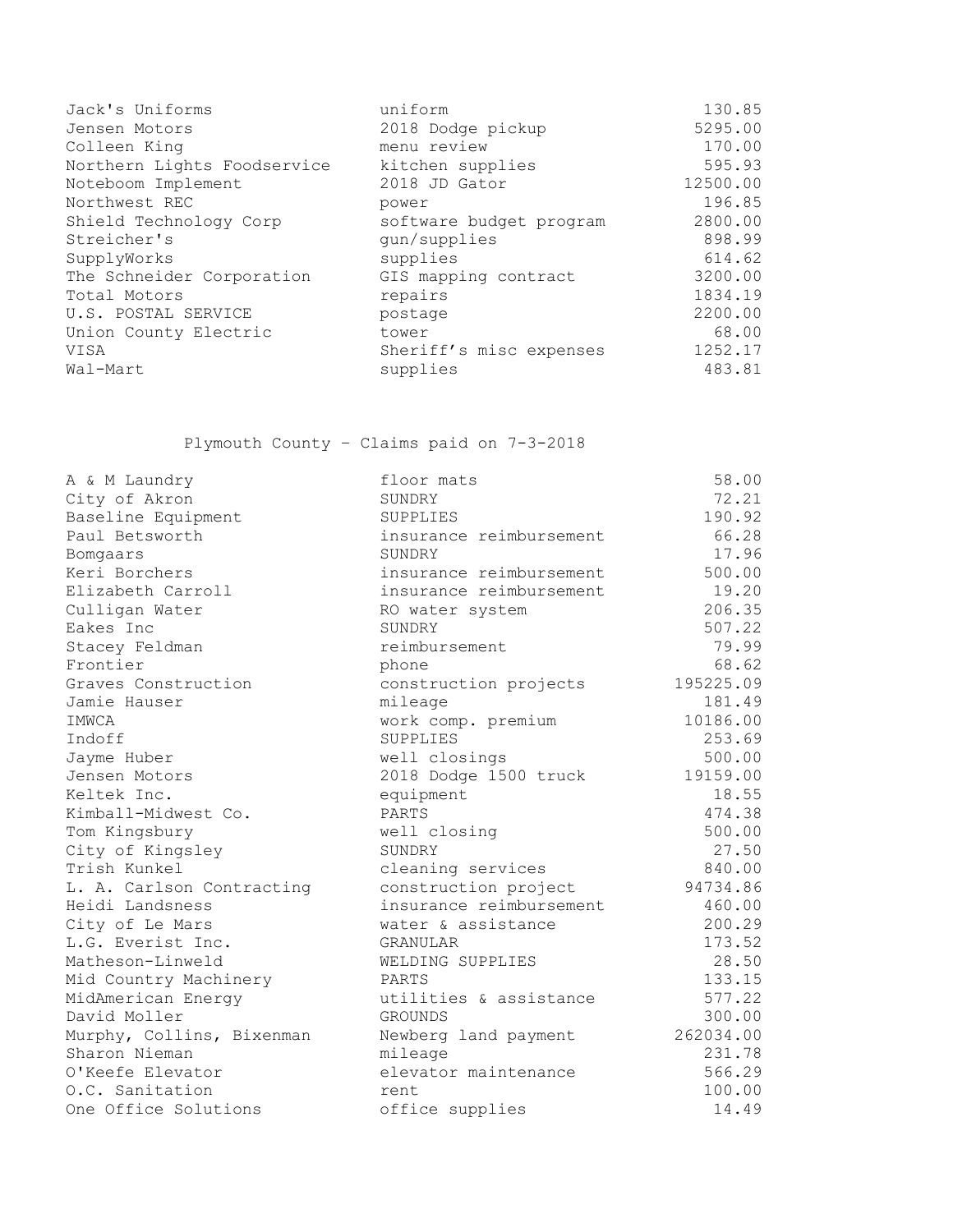| | | |
|---|---|---|
| Jack's Uniforms | uniform | 130.85 |
| Jensen Motors | 2018 Dodge pickup | 5295.00 |
| Colleen King | menu review | 170.00 |
| Northern Lights Foodservice | kitchen supplies | 595.93 |
| Noteboom Implement | 2018 JD Gator | 12500.00 |
| Northwest REC | power | 196.85 |
| Shield Technology Corp | software budget program | 2800.00 |
| Streicher's | gun/supplies | 898.99 |
| SupplyWorks | supplies | 614.62 |
| The Schneider Corporation | GIS mapping contract | 3200.00 |
| Total Motors | repairs | 1834.19 |
| U.S. POSTAL SERVICE | postage | 2200.00 |
| Union County Electric | tower | 68.00 |
| VISA | Sheriff's misc expenses | 1252.17 |
| Wal-Mart | supplies | 483.81 |

Plymouth County – Claims paid on 7-3-2018

| | | |
|---|---|---|
| A & M Laundry | floor mats | 58.00 |
| City of Akron | SUNDRY | 72.21 |
| Baseline Equipment | SUPPLIES | 190.92 |
| Paul Betsworth | insurance reimbursement | 66.28 |
| Bomgaars | SUNDRY | 17.96 |
| Keri Borchers | insurance reimbursement | 500.00 |
| Elizabeth Carroll | insurance reimbursement | 19.20 |
| Culligan Water | RO water system | 206.35 |
| Eakes Inc | SUNDRY | 507.22 |
| Stacey Feldman | reimbursement | 79.99 |
| Frontier | phone | 68.62 |
| Graves Construction | construction projects | 195225.09 |
| Jamie Hauser | mileage | 181.49 |
| IMWCA | work comp. premium | 10186.00 |
| Indoff | SUPPLIES | 253.69 |
| Jayme Huber | well closings | 500.00 |
| Jensen Motors | 2018 Dodge 1500 truck | 19159.00 |
| Keltek Inc. | equipment | 18.55 |
| Kimball-Midwest Co. | PARTS | 474.38 |
| Tom Kingsbury | well closing | 500.00 |
| City of Kingsley | SUNDRY | 27.50 |
| Trish Kunkel | cleaning services | 840.00 |
| L. A. Carlson Contracting | construction project | 94734.86 |
| Heidi Landsness | insurance reimbursement | 460.00 |
| City of Le Mars | water & assistance | 200.29 |
| L.G. Everist Inc. | GRANULAR | 173.52 |
| Matheson-Linweld | WELDING SUPPLIES | 28.50 |
| Mid Country Machinery | PARTS | 133.15 |
| MidAmerican Energy | utilities & assistance | 577.22 |
| David Moller | GROUNDS | 300.00 |
| Murphy, Collins, Bixenman | Newberg land payment | 262034.00 |
| Sharon Nieman | mileage | 231.78 |
| O'Keefe Elevator | elevator maintenance | 566.29 |
| O.C. Sanitation | rent | 100.00 |
| One Office Solutions | office supplies | 14.49 |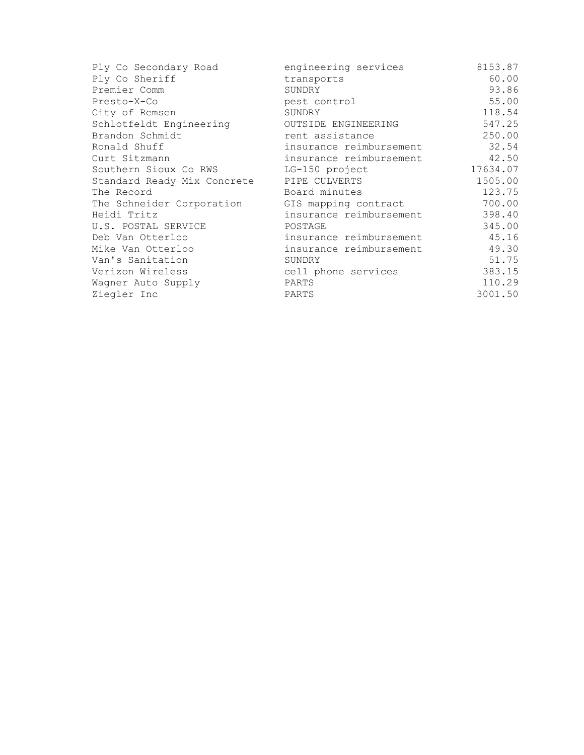| | | |
|---|---|---|
| Ply Co Secondary Road | engineering services | 8153.87 |
| Ply Co Sheriff | transports | 60.00 |
| Premier Comm | SUNDRY | 93.86 |
| Presto-X-Co | pest control | 55.00 |
| City of Remsen | SUNDRY | 118.54 |
| Schlotfeldt Engineering | OUTSIDE ENGINEERING | 547.25 |
| Brandon Schmidt | rent assistance | 250.00 |
| Ronald Shuff | insurance reimbursement | 32.54 |
| Curt Sitzmann | insurance reimbursement | 42.50 |
| Southern Sioux Co RWS | LG-150 project | 17634.07 |
| Standard Ready Mix Concrete | PIPE CULVERTS | 1505.00 |
| The Record | Board minutes | 123.75 |
| The Schneider Corporation | GIS mapping contract | 700.00 |
| Heidi Tritz | insurance reimbursement | 398.40 |
| U.S. POSTAL SERVICE | POSTAGE | 345.00 |
| Deb Van Otterloo | insurance reimbursement | 45.16 |
| Mike Van Otterloo | insurance reimbursement | 49.30 |
| Van's Sanitation | SUNDRY | 51.75 |
| Verizon Wireless | cell phone services | 383.15 |
| Wagner Auto Supply | PARTS | 110.29 |
| Ziegler Inc | PARTS | 3001.50 |